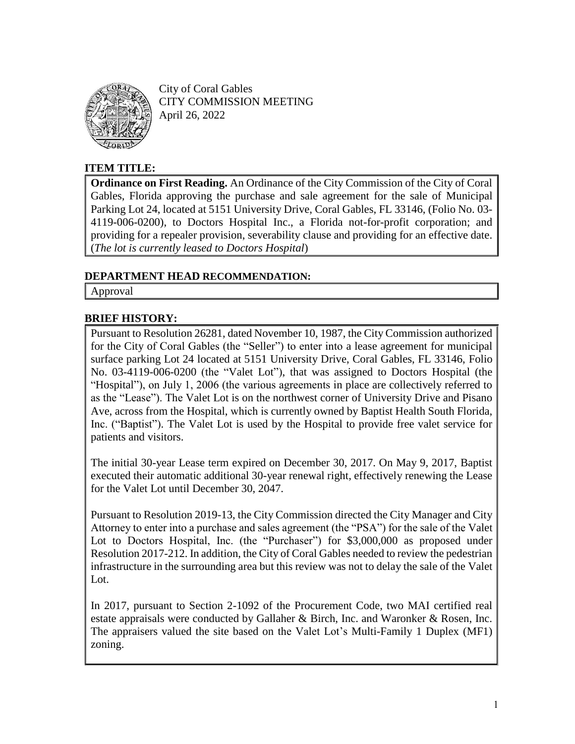City of Coral Gables
CITY COMMISSION MEETING
April 26, 2022

## ITEM TITLE:

**Ordinance on First Reading.** An Ordinance of the City Commission of the City of Coral Gables, Florida approving the purchase and sale agreement for the sale of Municipal Parking Lot 24, located at 5151 University Drive, Coral Gables, FL 33146, (Folio No. 03-4119-006-0200), to Doctors Hospital Inc., a Florida not-for-profit corporation; and providing for a repealer provision, severability clause and providing for an effective date. (*The lot is currently leased to Doctors Hospital*)

## DEPARTMENT HEAD RECOMMENDATION:

Approval

## BRIEF HISTORY:

Pursuant to Resolution 26281, dated November 10, 1987, the City Commission authorized for the City of Coral Gables (the "Seller") to enter into a lease agreement for municipal surface parking Lot 24 located at 5151 University Drive, Coral Gables, FL 33146, Folio No. 03-4119-006-0200 (the "Valet Lot"), that was assigned to Doctors Hospital (the "Hospital"), on July 1, 2006 (the various agreements in place are collectively referred to as the "Lease"). The Valet Lot is on the northwest corner of University Drive and Pisano Ave, across from the Hospital, which is currently owned by Baptist Health South Florida, Inc. ("Baptist"). The Valet Lot is used by the Hospital to provide free valet service for patients and visitors.

The initial 30-year Lease term expired on December 30, 2017. On May 9, 2017, Baptist executed their automatic additional 30-year renewal right, effectively renewing the Lease for the Valet Lot until December 30, 2047.

Pursuant to Resolution 2019-13, the City Commission directed the City Manager and City Attorney to enter into a purchase and sales agreement (the "PSA") for the sale of the Valet Lot to Doctors Hospital, Inc. (the "Purchaser") for $3,000,000 as proposed under Resolution 2017-212. In addition, the City of Coral Gables needed to review the pedestrian infrastructure in the surrounding area but this review was not to delay the sale of the Valet Lot.

In 2017, pursuant to Section 2-1092 of the Procurement Code, two MAI certified real estate appraisals were conducted by Gallaher & Birch, Inc. and Waronker & Rosen, Inc. The appraisers valued the site based on the Valet Lot's Multi-Family 1 Duplex (MF1) zoning.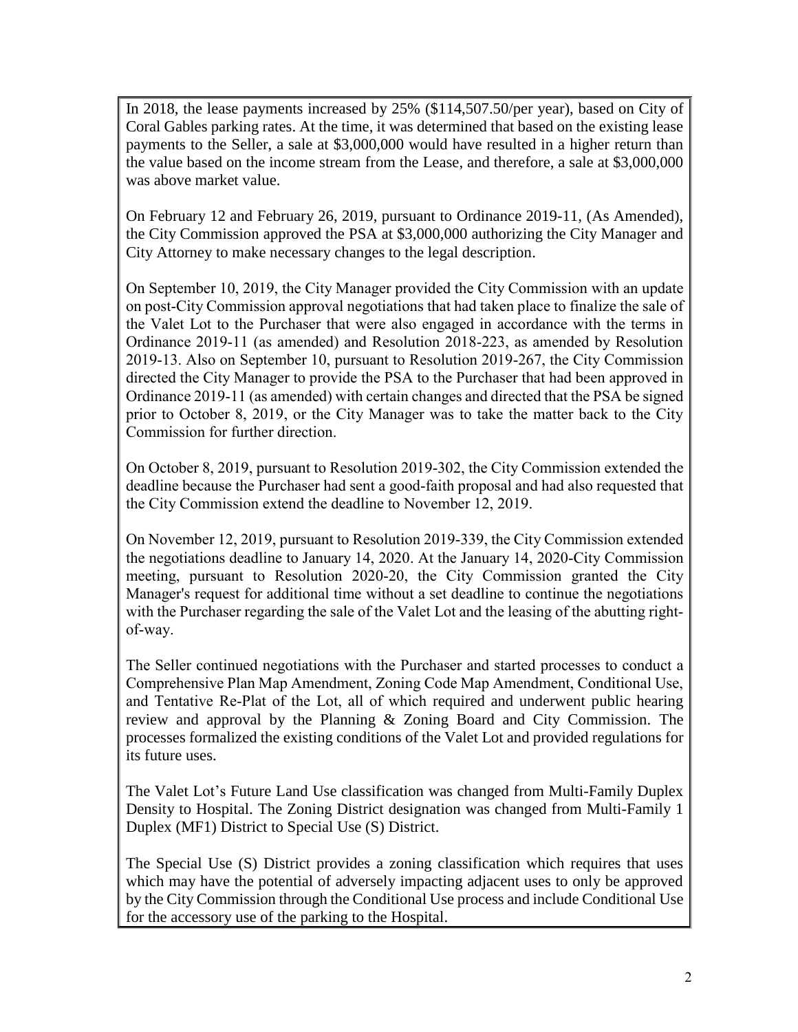In 2018, the lease payments increased by 25% ($114,507.50/per year), based on City of Coral Gables parking rates. At the time, it was determined that based on the existing lease payments to the Seller, a sale at $3,000,000 would have resulted in a higher return than the value based on the income stream from the Lease, and therefore, a sale at $3,000,000 was above market value.

On February 12 and February 26, 2019, pursuant to Ordinance 2019-11, (As Amended), the City Commission approved the PSA at $3,000,000 authorizing the City Manager and City Attorney to make necessary changes to the legal description.

On September 10, 2019, the City Manager provided the City Commission with an update on post-City Commission approval negotiations that had taken place to finalize the sale of the Valet Lot to the Purchaser that were also engaged in accordance with the terms in Ordinance 2019-11 (as amended) and Resolution 2018-223, as amended by Resolution 2019-13. Also on September 10, pursuant to Resolution 2019-267, the City Commission directed the City Manager to provide the PSA to the Purchaser that had been approved in Ordinance 2019-11 (as amended) with certain changes and directed that the PSA be signed prior to October 8, 2019, or the City Manager was to take the matter back to the City Commission for further direction.

On October 8, 2019, pursuant to Resolution 2019-302, the City Commission extended the deadline because the Purchaser had sent a good-faith proposal and had also requested that the City Commission extend the deadline to November 12, 2019.

On November 12, 2019, pursuant to Resolution 2019-339, the City Commission extended the negotiations deadline to January 14, 2020. At the January 14, 2020-City Commission meeting, pursuant to Resolution 2020-20, the City Commission granted the City Manager's request for additional time without a set deadline to continue the negotiations with the Purchaser regarding the sale of the Valet Lot and the leasing of the abutting right-of-way.

The Seller continued negotiations with the Purchaser and started processes to conduct a Comprehensive Plan Map Amendment, Zoning Code Map Amendment, Conditional Use, and Tentative Re-Plat of the Lot, all of which required and underwent public hearing review and approval by the Planning & Zoning Board and City Commission. The processes formalized the existing conditions of the Valet Lot and provided regulations for its future uses.

The Valet Lot's Future Land Use classification was changed from Multi-Family Duplex Density to Hospital. The Zoning District designation was changed from Multi-Family 1 Duplex (MF1) District to Special Use (S) District.

The Special Use (S) District provides a zoning classification which requires that uses which may have the potential of adversely impacting adjacent uses to only be approved by the City Commission through the Conditional Use process and include Conditional Use for the accessory use of the parking to the Hospital.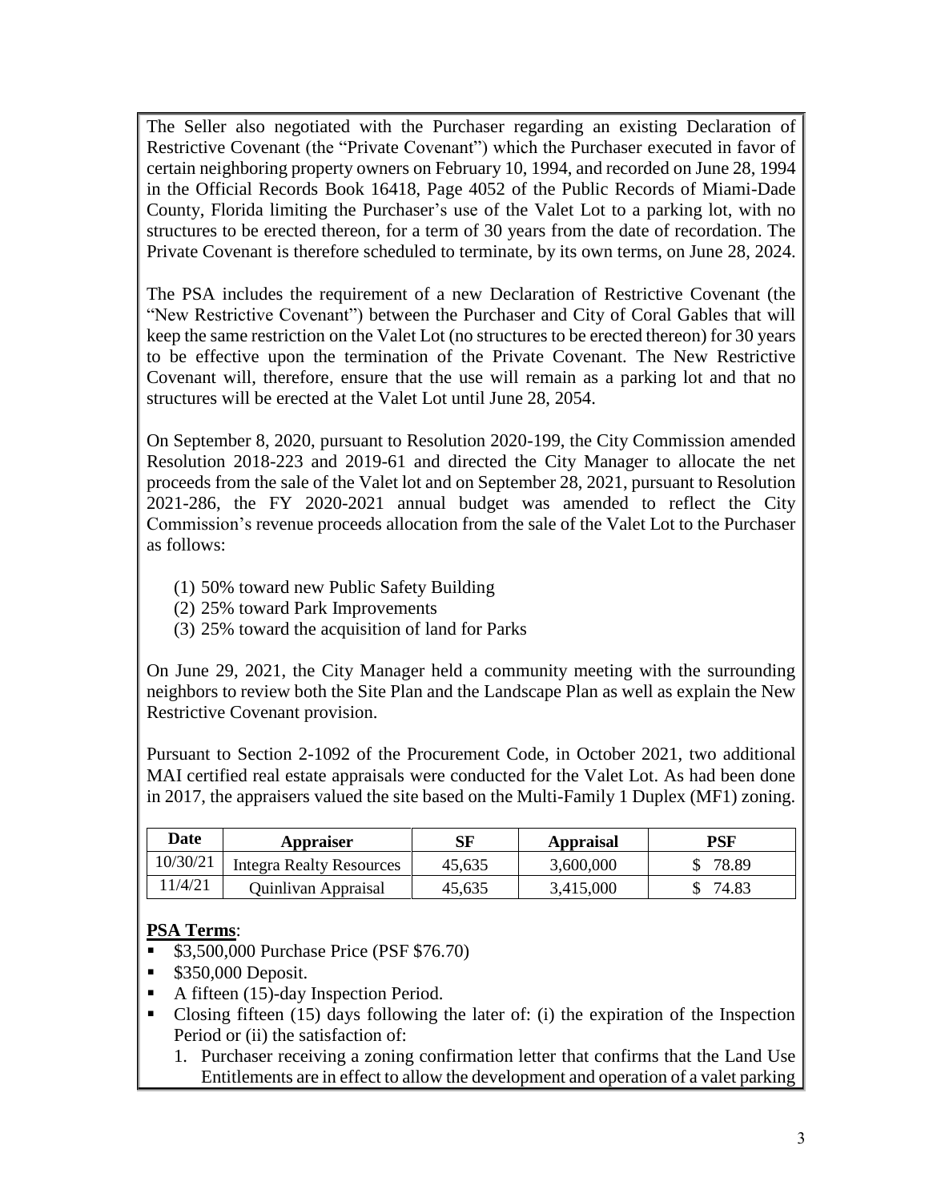The Seller also negotiated with the Purchaser regarding an existing Declaration of Restrictive Covenant (the "Private Covenant") which the Purchaser executed in favor of certain neighboring property owners on February 10, 1994, and recorded on June 28, 1994 in the Official Records Book 16418, Page 4052 of the Public Records of Miami-Dade County, Florida limiting the Purchaser's use of the Valet Lot to a parking lot, with no structures to be erected thereon, for a term of 30 years from the date of recordation. The Private Covenant is therefore scheduled to terminate, by its own terms, on June 28, 2024.

The PSA includes the requirement of a new Declaration of Restrictive Covenant (the "New Restrictive Covenant") between the Purchaser and City of Coral Gables that will keep the same restriction on the Valet Lot (no structures to be erected thereon) for 30 years to be effective upon the termination of the Private Covenant. The New Restrictive Covenant will, therefore, ensure that the use will remain as a parking lot and that no structures will be erected at the Valet Lot until June 28, 2054.

On September 8, 2020, pursuant to Resolution 2020-199, the City Commission amended Resolution 2018-223 and 2019-61 and directed the City Manager to allocate the net proceeds from the sale of the Valet lot and on September 28, 2021, pursuant to Resolution 2021-286, the FY 2020-2021 annual budget was amended to reflect the City Commission's revenue proceeds allocation from the sale of the Valet Lot to the Purchaser as follows:

(1) 50% toward new Public Safety Building
(2) 25% toward Park Improvements
(3) 25% toward the acquisition of land for Parks

On June 29, 2021, the City Manager held a community meeting with the surrounding neighbors to review both the Site Plan and the Landscape Plan as well as explain the New Restrictive Covenant provision.

Pursuant to Section 2-1092 of the Procurement Code, in October 2021, two additional MAI certified real estate appraisals were conducted for the Valet Lot. As had been done in 2017, the appraisers valued the site based on the Multi-Family 1 Duplex (MF1) zoning.

| Date | Appraiser | SF | Appraisal | PSF |
|---|---|---|---|---|
| 10/30/21 | Integra Realty Resources | 45,635 | 3,600,000 | $ 78.89 |
| 11/4/21 | Quinlivan Appraisal | 45,635 | 3,415,000 | $ 74.83 |

**PSA Terms**:

- $3,500,000 Purchase Price (PSF $76.70)
- $350,000 Deposit.
- A fifteen (15)-day Inspection Period.
- Closing fifteen (15) days following the later of: (i) the expiration of the Inspection Period or (ii) the satisfaction of:
  1. Purchaser receiving a zoning confirmation letter that confirms that the Land Use Entitlements are in effect to allow the development and operation of a valet parking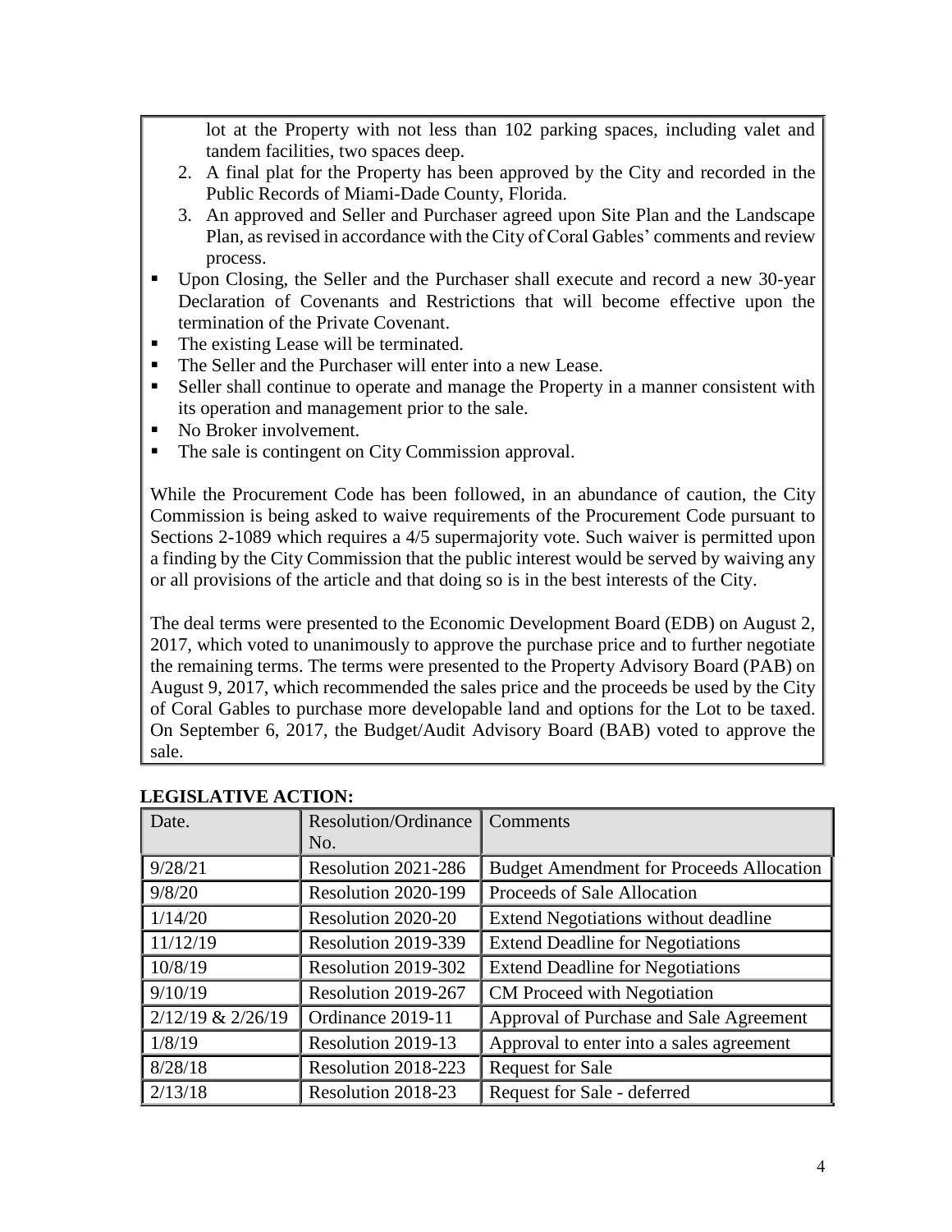lot at the Property with not less than 102 parking spaces, including valet and tandem facilities, two spaces deep.

2. A final plat for the Property has been approved by the City and recorded in the Public Records of Miami-Dade County, Florida.
3. An approved and Seller and Purchaser agreed upon Site Plan and the Landscape Plan, as revised in accordance with the City of Coral Gables' comments and review process.

- Upon Closing, the Seller and the Purchaser shall execute and record a new 30-year Declaration of Covenants and Restrictions that will become effective upon the termination of the Private Covenant.
- The existing Lease will be terminated.
- The Seller and the Purchaser will enter into a new Lease.
- Seller shall continue to operate and manage the Property in a manner consistent with its operation and management prior to the sale.
- No Broker involvement.
- The sale is contingent on City Commission approval.

While the Procurement Code has been followed, in an abundance of caution, the City Commission is being asked to waive requirements of the Procurement Code pursuant to Sections 2-1089 which requires a 4/5 supermajority vote. Such waiver is permitted upon a finding by the City Commission that the public interest would be served by waiving any or all provisions of the article and that doing so is in the best interests of the City.

The deal terms were presented to the Economic Development Board (EDB) on August 2, 2017, which voted to unanimously to approve the purchase price and to further negotiate the remaining terms. The terms were presented to the Property Advisory Board (PAB) on August 9, 2017, which recommended the sales price and the proceeds be used by the City of Coral Gables to purchase more developable land and options for the Lot to be taxed. On September 6, 2017, the Budget/Audit Advisory Board (BAB) voted to approve the sale.

**LEGISLATIVE ACTION:**

| Date. | Resolution/Ordinance No. | Comments |
|---|---|---|
| 9/28/21 | Resolution 2021-286 | Budget Amendment for Proceeds Allocation |
| 9/8/20 | Resolution 2020-199 | Proceeds of Sale Allocation |
| 1/14/20 | Resolution 2020-20 | Extend Negotiations without deadline |
| 11/12/19 | Resolution 2019-339 | Extend Deadline for Negotiations |
| 10/8/19 | Resolution 2019-302 | Extend Deadline for Negotiations |
| 9/10/19 | Resolution 2019-267 | CM Proceed with Negotiation |
| 2/12/19 & 2/26/19 | Ordinance 2019-11 | Approval of Purchase and Sale Agreement |
| 1/8/19 | Resolution 2019-13 | Approval to enter into a sales agreement |
| 8/28/18 | Resolution 2018-223 | Request for Sale |
| 2/13/18 | Resolution 2018-23 | Request for Sale - deferred |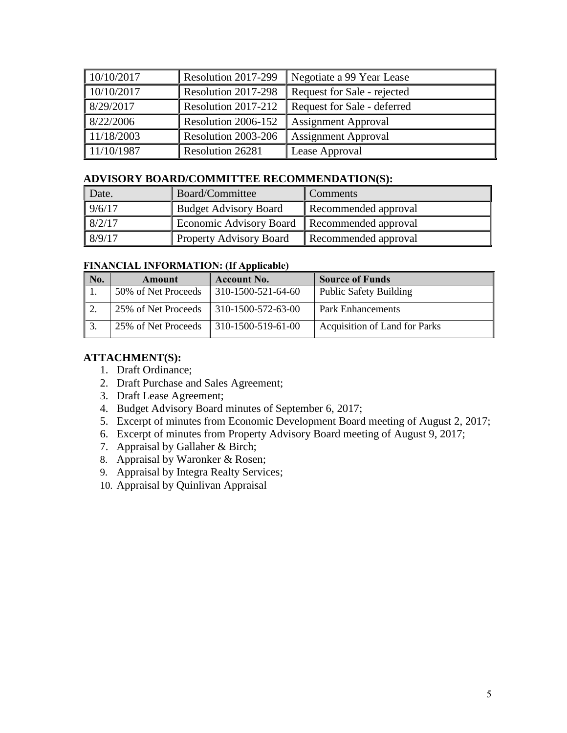| | | |
|---|---|---|
| 10/10/2017 | Resolution 2017-299 | Negotiate a 99 Year Lease |
| 10/10/2017 | Resolution 2017-298 | Request for Sale - rejected |
| 8/29/2017 | Resolution 2017-212 | Request for Sale - deferred |
| 8/22/2006 | Resolution 2006-152 | Assignment Approval |
| 11/18/2003 | Resolution 2003-206 | Assignment Approval |
| 11/10/1987 | Resolution 26281 | Lease Approval |

**ADVISORY BOARD/COMMITTEE RECOMMENDATION(S):**

| Date. | Board/Committee | Comments |
|---|---|---|
| 9/6/17 | Budget Advisory Board | Recommended approval |
| 8/2/17 | Economic Advisory Board | Recommended approval |
| 8/9/17 | Property Advisory Board | Recommended approval |

**FINANCIAL INFORMATION: (If Applicable)**

| No. | Amount | Account No. | Source of Funds |
|---|---|---|---|
| 1. | 50% of Net Proceeds | 310-1500-521-64-60 | Public Safety Building |
| 2. | 25% of Net Proceeds | 310-1500-572-63-00 | Park Enhancements |
| 3. | 25% of Net Proceeds | 310-1500-519-61-00 | Acquisition of Land for Parks |

**ATTACHMENT(S):**

1. Draft Ordinance;
2. Draft Purchase and Sales Agreement;
3. Draft Lease Agreement;
4. Budget Advisory Board minutes of September 6, 2017;
5. Excerpt of minutes from Economic Development Board meeting of August 2, 2017;
6. Excerpt of minutes from Property Advisory Board meeting of August 9, 2017;
7. Appraisal by Gallaher & Birch;
8. Appraisal by Waronker & Rosen;
9. Appraisal by Integra Realty Services;
10. Appraisal by Quinlivan Appraisal